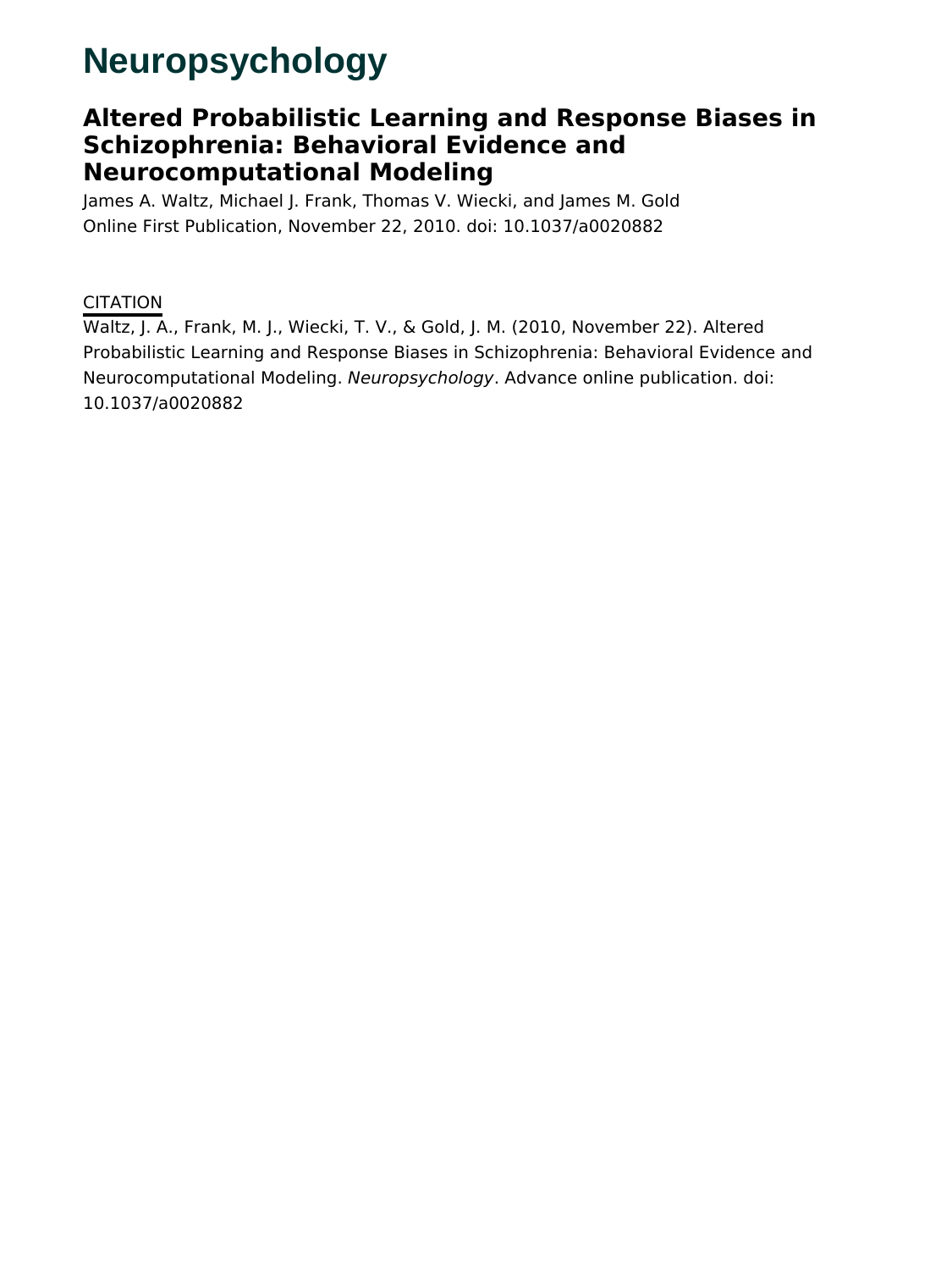# Neuropsychology

## Altered Probabilistic Learning and Response Biases in Schizophrenia: Behavioral Evidence and Neurocomputational Modeling

James A. Waltz, Michael J. Frank, Thomas V. Wiecki, and James M. Gold

Online First Publication, November 22, 2010. doi: 10.1037/a0020882

CITATION

Waltz, J. A., Frank, M. J., Wiecki, T. V., & Gold, J. M. (2010, November 22). Altered Probabilistic Learning and Response Biases in Schizophrenia: Behavioral Evidence and Neurocomputational Modeling. *Neuropsychology*. Advance online publication. doi: 10.1037/a0020882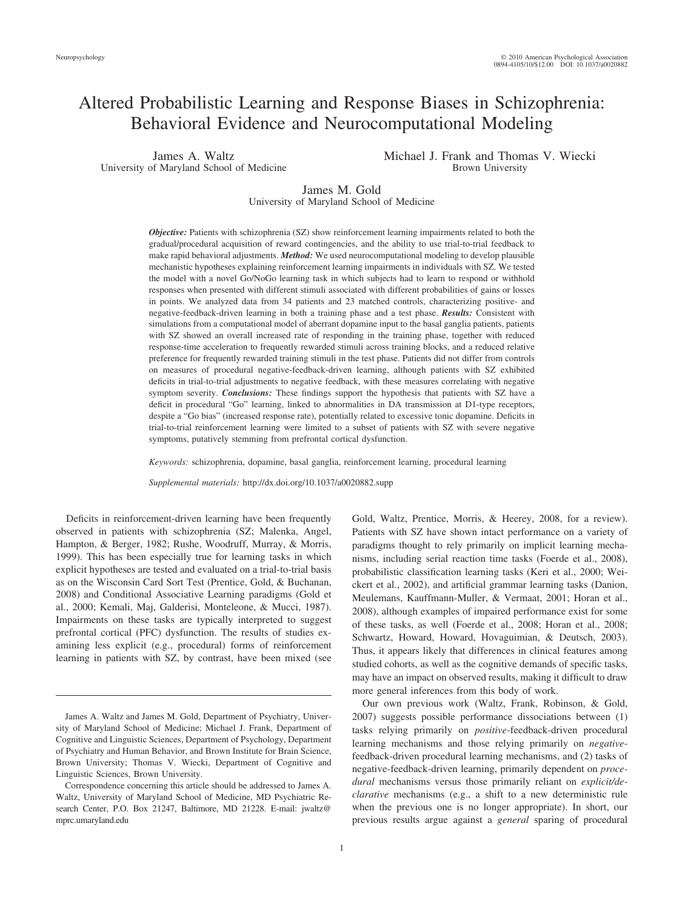# Altered Probabilistic Learning and Response Biases in Schizophrenia: Behavioral Evidence and Neurocomputational Modeling

James A. Waltz
University of Maryland School of Medicine

Michael J. Frank and Thomas V. Wiecki
Brown University

James M. Gold
University of Maryland School of Medicine

***Objective:*** Patients with schizophrenia (SZ) show reinforcement learning impairments related to both the gradual/procedural acquisition of reward contingencies, and the ability to use trial-to-trial feedback to make rapid behavioral adjustments. ***Method:*** We used neurocomputational modeling to develop plausible mechanistic hypotheses explaining reinforcement learning impairments in individuals with SZ. We tested the model with a novel Go/NoGo learning task in which subjects had to learn to respond or withhold responses when presented with different stimuli associated with different probabilities of gains or losses in points. We analyzed data from 34 patients and 23 matched controls, characterizing positive- and negative-feedback-driven learning in both a training phase and a test phase. ***Results:*** Consistent with simulations from a computational model of aberrant dopamine input to the basal ganglia patients, patients with SZ showed an overall increased rate of responding in the training phase, together with reduced response-time acceleration to frequently rewarded stimuli across training blocks, and a reduced relative preference for frequently rewarded training stimuli in the test phase. Patients did not differ from controls on measures of procedural negative-feedback-driven learning, although patients with SZ exhibited deficits in trial-to-trial adjustments to negative feedback, with these measures correlating with negative symptom severity. ***Conclusions:*** These findings support the hypothesis that patients with SZ have a deficit in procedural "Go" learning, linked to abnormalities in DA transmission at D1-type receptors, despite a "Go bias" (increased response rate), potentially related to excessive tonic dopamine. Deficits in trial-to-trial reinforcement learning were limited to a subset of patients with SZ with severe negative symptoms, putatively stemming from prefrontal cortical dysfunction.

*Keywords:* schizophrenia, dopamine, basal ganglia, reinforcement learning, procedural learning

*Supplemental materials:* http://dx.doi.org/10.1037/a0020882.supp

Deficits in reinforcement-driven learning have been frequently observed in patients with schizophrenia (SZ; Malenka, Angel, Hampton, & Berger, 1982; Rushe, Woodruff, Murray, & Morris, 1999). This has been especially true for learning tasks in which explicit hypotheses are tested and evaluated on a trial-to-trial basis as on the Wisconsin Card Sort Test (Prentice, Gold, & Buchanan, 2008) and Conditional Associative Learning paradigms (Gold et al., 2000; Kemali, Maj, Galderisi, Monteleone, & Mucci, 1987). Impairments on these tasks are typically interpreted to suggest prefrontal cortical (PFC) dysfunction. The results of studies examining less explicit (e.g., procedural) forms of reinforcement learning in patients with SZ, by contrast, have been mixed (see Gold, Waltz, Prentice, Morris, & Heerey, 2008, for a review). Patients with SZ have shown intact performance on a variety of paradigms thought to rely primarily on implicit learning mechanisms, including serial reaction time tasks (Foerde et al., 2008), probabilistic classification learning tasks (Keri et al., 2000; Weickert et al., 2002), and artificial grammar learning tasks (Danion, Meulemans, Kauffmann-Muller, & Vermaat, 2001; Horan et al., 2008), although examples of impaired performance exist for some of these tasks, as well (Foerde et al., 2008; Horan et al., 2008; Schwartz, Howard, Howard, Hovaguimian, & Deutsch, 2003). Thus, it appears likely that differences in clinical features among studied cohorts, as well as the cognitive demands of specific tasks, may have an impact on observed results, making it difficult to draw more general inferences from this body of work.

Our own previous work (Waltz, Frank, Robinson, & Gold, 2007) suggests possible performance dissociations between (1) tasks relying primarily on *positive*-feedback-driven procedural learning mechanisms and those relying primarily on *negative*-feedback-driven procedural learning mechanisms, and (2) tasks of negative-feedback-driven learning, primarily dependent on *procedural* mechanisms versus those primarily reliant on *explicit/declarative* mechanisms (e.g., a shift to a new deterministic rule when the previous one is no longer appropriate). In short, our previous results argue against a *general* sparing of procedural

James A. Waltz and James M. Gold, Department of Psychiatry, University of Maryland School of Medicine; Michael J. Frank, Department of Cognitive and Linguistic Sciences, Department of Psychology, Department of Psychiatry and Human Behavior, and Brown Institute for Brain Science, Brown University; Thomas V. Wiecki, Department of Cognitive and Linguistic Sciences, Brown University.

Correspondence concerning this article should be addressed to James A. Waltz, University of Maryland School of Medicine, MD Psychiatric Research Center, P.O. Box 21247, Baltimore, MD 21228. E-mail: jwaltz@mprc.umaryland.edu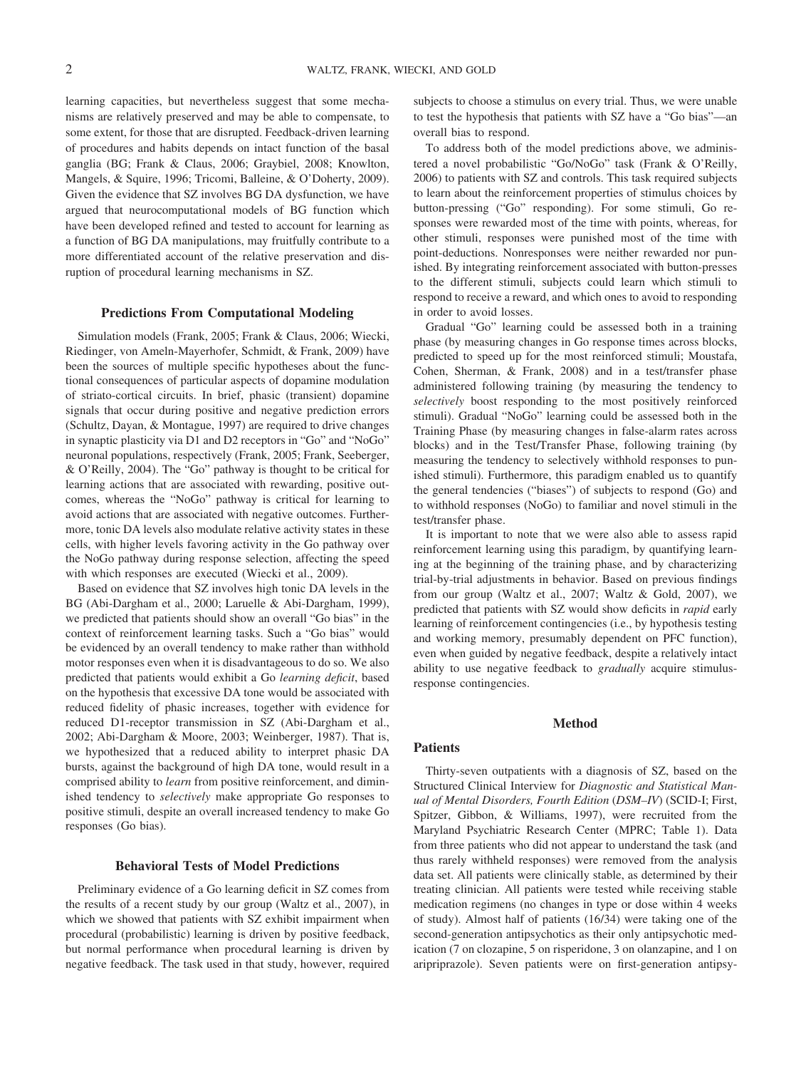learning capacities, but nevertheless suggest that some mechanisms are relatively preserved and may be able to compensate, to some extent, for those that are disrupted. Feedback-driven learning of procedures and habits depends on intact function of the basal ganglia (BG; Frank & Claus, 2006; Graybiel, 2008; Knowlton, Mangels, & Squire, 1996; Tricomi, Balleine, & O'Doherty, 2009). Given the evidence that SZ involves BG DA dysfunction, we have argued that neurocomputational models of BG function which have been developed refined and tested to account for learning as a function of BG DA manipulations, may fruitfully contribute to a more differentiated account of the relative preservation and disruption of procedural learning mechanisms in SZ.

## Predictions From Computational Modeling

Simulation models (Frank, 2005; Frank & Claus, 2006; Wiecki, Riedinger, von Ameln-Mayerhofer, Schmidt, & Frank, 2009) have been the sources of multiple specific hypotheses about the functional consequences of particular aspects of dopamine modulation of striato-cortical circuits. In brief, phasic (transient) dopamine signals that occur during positive and negative prediction errors (Schultz, Dayan, & Montague, 1997) are required to drive changes in synaptic plasticity via D1 and D2 receptors in "Go" and "NoGo" neuronal populations, respectively (Frank, 2005; Frank, Seeberger, & O'Reilly, 2004). The "Go" pathway is thought to be critical for learning actions that are associated with rewarding, positive outcomes, whereas the "NoGo" pathway is critical for learning to avoid actions that are associated with negative outcomes. Furthermore, tonic DA levels also modulate relative activity states in these cells, with higher levels favoring activity in the Go pathway over the NoGo pathway during response selection, affecting the speed with which responses are executed (Wiecki et al., 2009).

Based on evidence that SZ involves high tonic DA levels in the BG (Abi-Dargham et al., 2000; Laruelle & Abi-Dargham, 1999), we predicted that patients should show an overall "Go bias" in the context of reinforcement learning tasks. Such a "Go bias" would be evidenced by an overall tendency to make rather than withhold motor responses even when it is disadvantageous to do so. We also predicted that patients would exhibit a Go *learning deficit*, based on the hypothesis that excessive DA tone would be associated with reduced fidelity of phasic increases, together with evidence for reduced D1-receptor transmission in SZ (Abi-Dargham et al., 2002; Abi-Dargham & Moore, 2003; Weinberger, 1987). That is, we hypothesized that a reduced ability to interpret phasic DA bursts, against the background of high DA tone, would result in a comprised ability to *learn* from positive reinforcement, and diminished tendency to *selectively* make appropriate Go responses to positive stimuli, despite an overall increased tendency to make Go responses (Go bias).

## Behavioral Tests of Model Predictions

Preliminary evidence of a Go learning deficit in SZ comes from the results of a recent study by our group (Waltz et al., 2007), in which we showed that patients with SZ exhibit impairment when procedural (probabilistic) learning is driven by positive feedback, but normal performance when procedural learning is driven by negative feedback. The task used in that study, however, required subjects to choose a stimulus on every trial. Thus, we were unable to test the hypothesis that patients with SZ have a "Go bias"—an overall bias to respond.

To address both of the model predictions above, we administered a novel probabilistic "Go/NoGo" task (Frank & O'Reilly, 2006) to patients with SZ and controls. This task required subjects to learn about the reinforcement properties of stimulus choices by button-pressing ("Go" responding). For some stimuli, Go responses were rewarded most of the time with points, whereas, for other stimuli, responses were punished most of the time with point-deductions. Nonresponses were neither rewarded nor punished. By integrating reinforcement associated with button-presses to the different stimuli, subjects could learn which stimuli to respond to receive a reward, and which ones to avoid to responding in order to avoid losses.

Gradual "Go" learning could be assessed both in a training phase (by measuring changes in Go response times across blocks, predicted to speed up for the most reinforced stimuli; Moustafa, Cohen, Sherman, & Frank, 2008) and in a test/transfer phase administered following training (by measuring the tendency to *selectively* boost responding to the most positively reinforced stimuli). Gradual "NoGo" learning could be assessed both in the Training Phase (by measuring changes in false-alarm rates across blocks) and in the Test/Transfer Phase, following training (by measuring the tendency to selectively withhold responses to punished stimuli). Furthermore, this paradigm enabled us to quantify the general tendencies ("biases") of subjects to respond (Go) and to withhold responses (NoGo) to familiar and novel stimuli in the test/transfer phase.

It is important to note that we were also able to assess rapid reinforcement learning using this paradigm, by quantifying learning at the beginning of the training phase, and by characterizing trial-by-trial adjustments in behavior. Based on previous findings from our group (Waltz et al., 2007; Waltz & Gold, 2007), we predicted that patients with SZ would show deficits in *rapid* early learning of reinforcement contingencies (i.e., by hypothesis testing and working memory, presumably dependent on PFC function), even when guided by negative feedback, despite a relatively intact ability to use negative feedback to *gradually* acquire stimulus-response contingencies.

## Method

### Patients

Thirty-seven outpatients with a diagnosis of SZ, based on the Structured Clinical Interview for *Diagnostic and Statistical Manual of Mental Disorders, Fourth Edition* (*DSM–IV*) (SCID-I; First, Spitzer, Gibbon, & Williams, 1997), were recruited from the Maryland Psychiatric Research Center (MPRC; Table 1). Data from three patients who did not appear to understand the task (and thus rarely withheld responses) were removed from the analysis data set. All patients were clinically stable, as determined by their treating clinician. All patients were tested while receiving stable medication regimens (no changes in type or dose within 4 weeks of study). Almost half of patients (16/34) were taking one of the second-generation antipsychotics as their only antipsychotic medication (7 on clozapine, 5 on risperidone, 3 on olanzapine, and 1 on aripiprazole). Seven patients were on first-generation antipsy-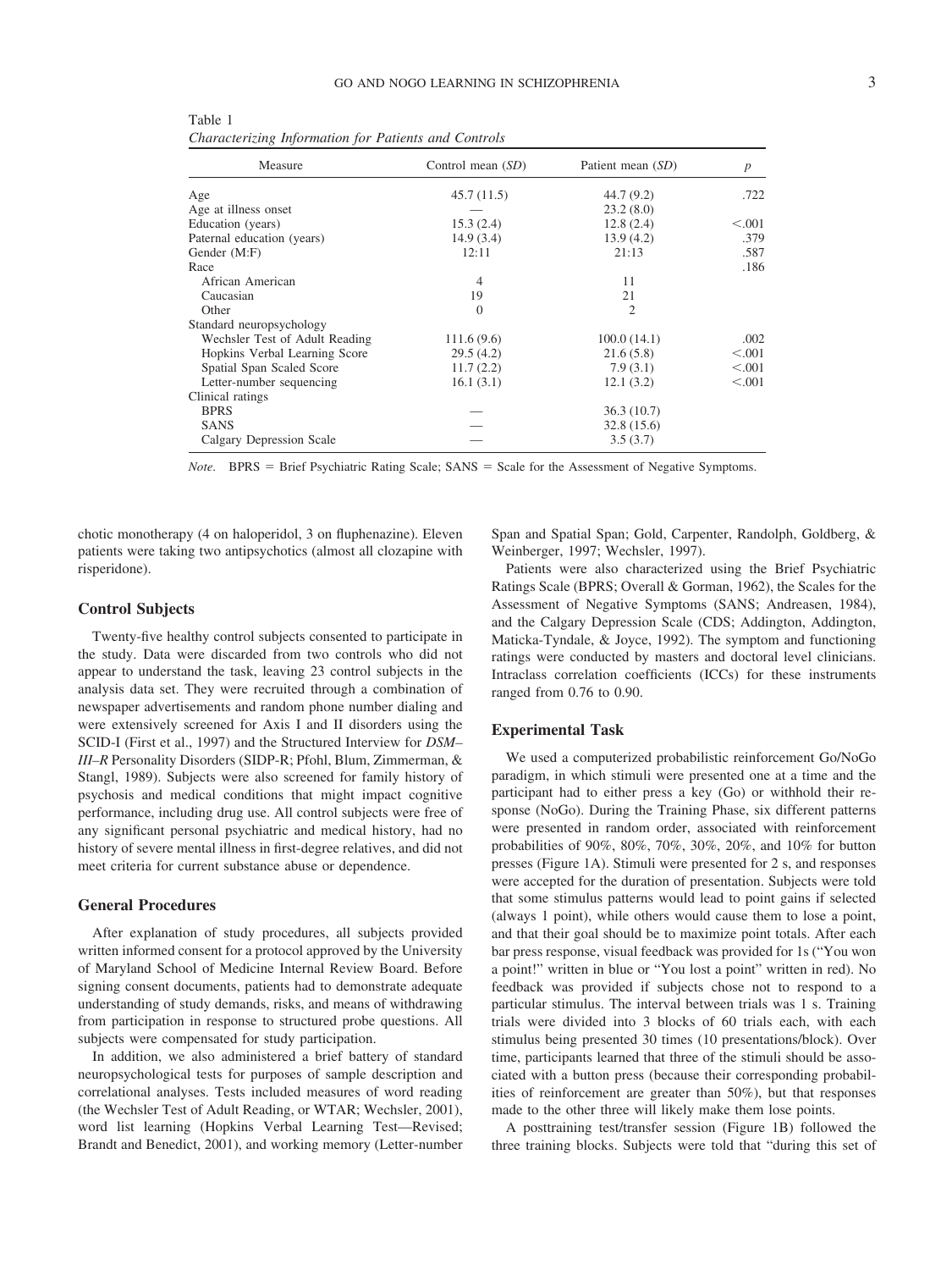Table 1
*Characterizing Information for Patients and Controls*

| Measure | Control mean (*SD*) | Patient mean (*SD*) | *p* |
|---|---|---|---|
| Age | 45.7 (11.5) | 44.7 (9.2) | .722 |
| Age at illness onset | — | 23.2 (8.0) | |
| Education (years) | 15.3 (2.4) | 12.8 (2.4) | <.001 |
| Paternal education (years) | 14.9 (3.4) | 13.9 (4.2) | .379 |
| Gender (M:F) | 12:11 | 21:13 | .587 |
| Race | | | .186 |
| African American | 4 | 11 | |
| Caucasian | 19 | 21 | |
| Other | 0 | 2 | |
| Standard neuropsychology | | | |
| Wechsler Test of Adult Reading | 111.6 (9.6) | 100.0 (14.1) | .002 |
| Hopkins Verbal Learning Score | 29.5 (4.2) | 21.6 (5.8) | <.001 |
| Spatial Span Scaled Score | 11.7 (2.2) | 7.9 (3.1) | <.001 |
| Letter-number sequencing | 16.1 (3.1) | 12.1 (3.2) | <.001 |
| Clinical ratings | | | |
| BPRS | — | 36.3 (10.7) | |
| SANS | — | 32.8 (15.6) | |
| Calgary Depression Scale | — | 3.5 (3.7) | |

*Note*. BPRS = Brief Psychiatric Rating Scale; SANS = Scale for the Assessment of Negative Symptoms.

chotic monotherapy (4 on haloperidol, 3 on fluphenazine). Eleven patients were taking two antipsychotics (almost all clozapine with risperidone).

### Control Subjects

Twenty-five healthy control subjects consented to participate in the study. Data were discarded from two controls who did not appear to understand the task, leaving 23 control subjects in the analysis data set. They were recruited through a combination of newspaper advertisements and random phone number dialing and were extensively screened for Axis I and II disorders using the SCID-I (First et al., 1997) and the Structured Interview for *DSM–III–R* Personality Disorders (SIDP-R; Pfohl, Blum, Zimmerman, & Stangl, 1989). Subjects were also screened for family history of psychosis and medical conditions that might impact cognitive performance, including drug use. All control subjects were free of any significant personal psychiatric and medical history, had no history of severe mental illness in first-degree relatives, and did not meet criteria for current substance abuse or dependence.

### General Procedures

After explanation of study procedures, all subjects provided written informed consent for a protocol approved by the University of Maryland School of Medicine Internal Review Board. Before signing consent documents, patients had to demonstrate adequate understanding of study demands, risks, and means of withdrawing from participation in response to structured probe questions. All subjects were compensated for study participation.

In addition, we also administered a brief battery of standard neuropsychological tests for purposes of sample description and correlational analyses. Tests included measures of word reading (the Wechsler Test of Adult Reading, or WTAR; Wechsler, 2001), word list learning (Hopkins Verbal Learning Test—Revised; Brandt and Benedict, 2001), and working memory (Letter-number Span and Spatial Span; Gold, Carpenter, Randolph, Goldberg, & Weinberger, 1997; Wechsler, 1997).

Patients were also characterized using the Brief Psychiatric Ratings Scale (BPRS; Overall & Gorman, 1962), the Scales for the Assessment of Negative Symptoms (SANS; Andreasen, 1984), and the Calgary Depression Scale (CDS; Addington, Addington, Maticka-Tyndale, & Joyce, 1992). The symptom and functioning ratings were conducted by masters and doctoral level clinicians. Intraclass correlation coefficients (ICCs) for these instruments ranged from 0.76 to 0.90.

### Experimental Task

We used a computerized probabilistic reinforcement Go/NoGo paradigm, in which stimuli were presented one at a time and the participant had to either press a key (Go) or withhold their response (NoGo). During the Training Phase, six different patterns were presented in random order, associated with reinforcement probabilities of 90%, 80%, 70%, 30%, 20%, and 10% for button presses (Figure 1A). Stimuli were presented for 2 s, and responses were accepted for the duration of presentation. Subjects were told that some stimulus patterns would lead to point gains if selected (always 1 point), while others would cause them to lose a point, and that their goal should be to maximize point totals. After each bar press response, visual feedback was provided for 1s ("You won a point!" written in blue or "You lost a point" written in red). No feedback was provided if subjects chose not to respond to a particular stimulus. The interval between trials was 1 s. Training trials were divided into 3 blocks of 60 trials each, with each stimulus being presented 30 times (10 presentations/block). Over time, participants learned that three of the stimuli should be associated with a button press (because their corresponding probabilities of reinforcement are greater than 50%), but that responses made to the other three will likely make them lose points.

A posttraining test/transfer session (Figure 1B) followed the three training blocks. Subjects were told that "during this set of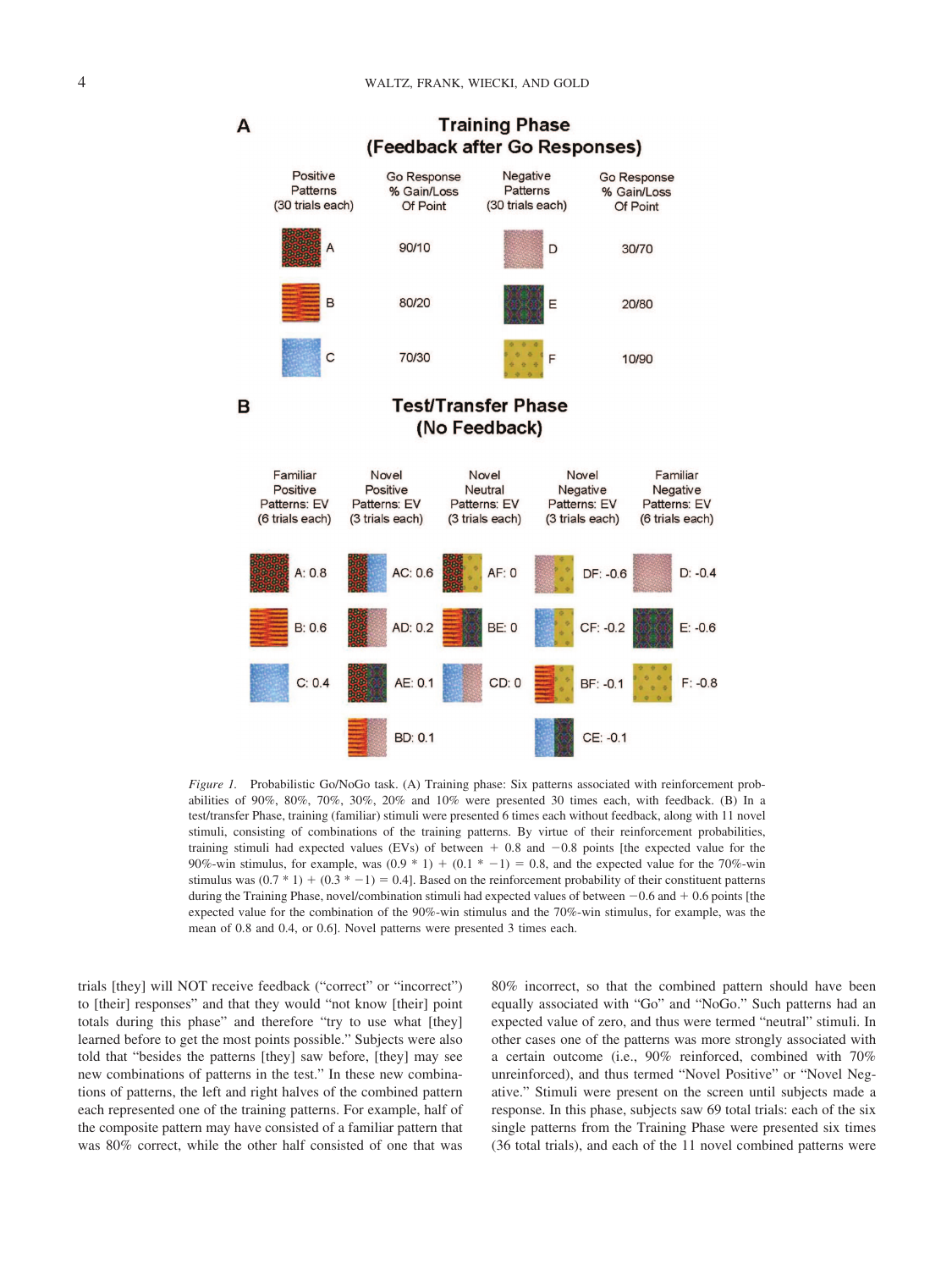**A** **Training Phase (Feedback after Go Responses)**

| Positive Patterns (30 trials each) | Go Response % Gain/Loss Of Point | Negative Patterns (30 trials each) | Go Response % Gain/Loss Of Point |
|---|---|---|---|
| A | 90/10 | D | 30/70 |
| B | 80/20 | E | 20/80 |
| C | 70/30 | F | 10/90 |

**B** **Test/Transfer Phase (No Feedback)**

| Familiar Positive Patterns: EV (6 trials each) | Novel Positive Patterns: EV (3 trials each) | Novel Neutral Patterns: EV (3 trials each) | Novel Negative Patterns: EV (3 trials each) | Familiar Negative Patterns: EV (6 trials each) |
|---|---|---|---|---|
| A: 0.8 | AC: 0.6 | AF: 0 | DF: -0.6 | D: -0.4 |
| B: 0.6 | AD: 0.2 | BE: 0 | CF: -0.2 | E: -0.6 |
| C: 0.4 | AE: 0.1 | CD: 0 | BF: -0.1 | F: -0.8 |
| | BD: 0.1 | | CE: -0.1 | |

*Figure 1.* Probabilistic Go/NoGo task. (A) Training phase: Six patterns associated with reinforcement probabilities of 90%, 80%, 70%, 30%, 20% and 10% were presented 30 times each, with feedback. (B) In a test/transfer Phase, training (familiar) stimuli were presented 6 times each without feedback, along with 11 novel stimuli, consisting of combinations of the training patterns. By virtue of their reinforcement probabilities, training stimuli had expected values (EVs) of between + 0.8 and −0.8 points [the expected value for the 90%-win stimulus, for example, was (0.9 * 1) + (0.1 * −1) = 0.8, and the expected value for the 70%-win stimulus was (0.7 * 1) + (0.3 * −1) = 0.4]. Based on the reinforcement probability of their constituent patterns during the Training Phase, novel/combination stimuli had expected values of between −0.6 and + 0.6 points [the expected value for the combination of the 90%-win stimulus and the 70%-win stimulus, for example, was the mean of 0.8 and 0.4, or 0.6]. Novel patterns were presented 3 times each.

trials [they] will NOT receive feedback ("correct" or "incorrect") to [their] responses" and that they would "not know [their] point totals during this phase" and therefore "try to use what [they] learned before to get the most points possible." Subjects were also told that "besides the patterns [they] saw before, [they] may see new combinations of patterns in the test." In these new combinations of patterns, the left and right halves of the combined pattern each represented one of the training patterns. For example, half of the composite pattern may have consisted of a familiar pattern that was 80% correct, while the other half consisted of one that was 80% incorrect, so that the combined pattern should have been equally associated with "Go" and "NoGo." Such patterns had an expected value of zero, and thus were termed "neutral" stimuli. In other cases one of the patterns was more strongly associated with a certain outcome (i.e., 90% reinforced, combined with 70% unreinforced), and thus termed "Novel Positive" or "Novel Negative." Stimuli were present on the screen until subjects made a response. In this phase, subjects saw 69 total trials: each of the six single patterns from the Training Phase were presented six times (36 total trials), and each of the 11 novel combined patterns were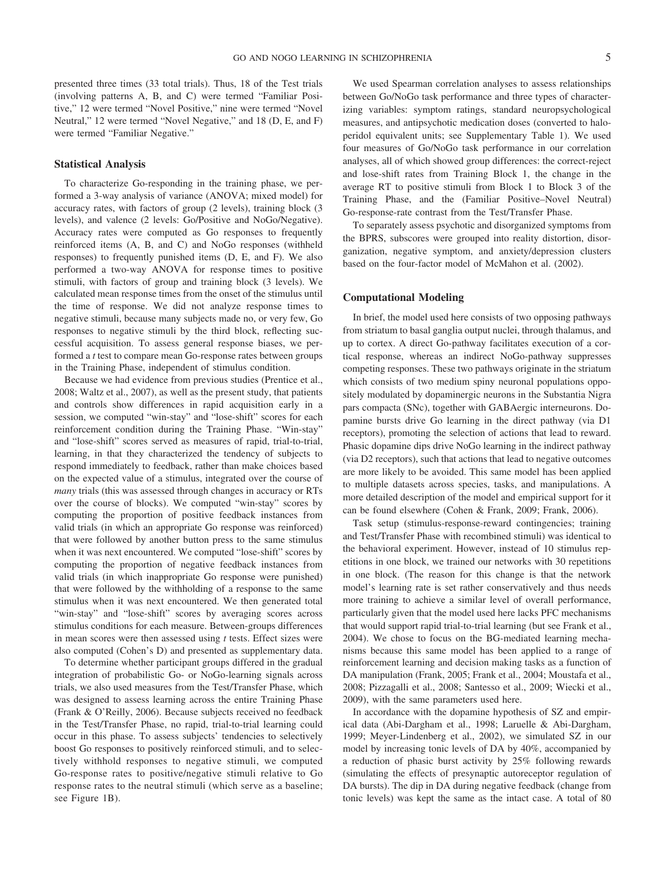presented three times (33 total trials). Thus, 18 of the Test trials (involving patterns A, B, and C) were termed "Familiar Positive," 12 were termed "Novel Positive," nine were termed "Novel Neutral," 12 were termed "Novel Negative," and 18 (D, E, and F) were termed "Familiar Negative."

### Statistical Analysis

To characterize Go-responding in the training phase, we performed a 3-way analysis of variance (ANOVA; mixed model) for accuracy rates, with factors of group (2 levels), training block (3 levels), and valence (2 levels: Go/Positive and NoGo/Negative). Accuracy rates were computed as Go responses to frequently reinforced items (A, B, and C) and NoGo responses (withheld responses) to frequently punished items (D, E, and F). We also performed a two-way ANOVA for response times to positive stimuli, with factors of group and training block (3 levels). We calculated mean response times from the onset of the stimulus until the time of response. We did not analyze response times to negative stimuli, because many subjects made no, or very few, Go responses to negative stimuli by the third block, reflecting successful acquisition. To assess general response biases, we performed a *t* test to compare mean Go-response rates between groups in the Training Phase, independent of stimulus condition.

Because we had evidence from previous studies (Prentice et al., 2008; Waltz et al., 2007), as well as the present study, that patients and controls show differences in rapid acquisition early in a session, we computed "win-stay" and "lose-shift" scores for each reinforcement condition during the Training Phase. "Win-stay" and "lose-shift" scores served as measures of rapid, trial-to-trial, learning, in that they characterized the tendency of subjects to respond immediately to feedback, rather than make choices based on the expected value of a stimulus, integrated over the course of *many* trials (this was assessed through changes in accuracy or RTs over the course of blocks). We computed "win-stay" scores by computing the proportion of positive feedback instances from valid trials (in which an appropriate Go response was reinforced) that were followed by another button press to the same stimulus when it was next encountered. We computed "lose-shift" scores by computing the proportion of negative feedback instances from valid trials (in which inappropriate Go response were punished) that were followed by the withholding of a response to the same stimulus when it was next encountered. We then generated total "win-stay" and "lose-shift" scores by averaging scores across stimulus conditions for each measure. Between-groups differences in mean scores were then assessed using *t* tests. Effect sizes were also computed (Cohen's D) and presented as supplementary data.

To determine whether participant groups differed in the gradual integration of probabilistic Go- or NoGo-learning signals across trials, we also used measures from the Test/Transfer Phase, which was designed to assess learning across the entire Training Phase (Frank & O'Reilly, 2006). Because subjects received no feedback in the Test/Transfer Phase, no rapid, trial-to-trial learning could occur in this phase. To assess subjects' tendencies to selectively boost Go responses to positively reinforced stimuli, and to selectively withhold responses to negative stimuli, we computed Go-response rates to positive/negative stimuli relative to Go response rates to the neutral stimuli (which serve as a baseline; see Figure 1B).

We used Spearman correlation analyses to assess relationships between Go/NoGo task performance and three types of characterizing variables: symptom ratings, standard neuropsychological measures, and antipsychotic medication doses (converted to haloperidol equivalent units; see Supplementary Table 1). We used four measures of Go/NoGo task performance in our correlation analyses, all of which showed group differences: the correct-reject and lose-shift rates from Training Block 1, the change in the average RT to positive stimuli from Block 1 to Block 3 of the Training Phase, and the (Familiar Positive–Novel Neutral) Go-response-rate contrast from the Test/Transfer Phase.

To separately assess psychotic and disorganized symptoms from the BPRS, subscores were grouped into reality distortion, disorganization, negative symptom, and anxiety/depression clusters based on the four-factor model of McMahon et al. (2002).

### Computational Modeling

In brief, the model used here consists of two opposing pathways from striatum to basal ganglia output nuclei, through thalamus, and up to cortex. A direct Go-pathway facilitates execution of a cortical response, whereas an indirect NoGo-pathway suppresses competing responses. These two pathways originate in the striatum which consists of two medium spiny neuronal populations oppositely modulated by dopaminergic neurons in the Substantia Nigra pars compacta (SNc), together with GABAergic interneurons. Dopamine bursts drive Go learning in the direct pathway (via D1 receptors), promoting the selection of actions that lead to reward. Phasic dopamine dips drive NoGo learning in the indirect pathway (via D2 receptors), such that actions that lead to negative outcomes are more likely to be avoided. This same model has been applied to multiple datasets across species, tasks, and manipulations. A more detailed description of the model and empirical support for it can be found elsewhere (Cohen & Frank, 2009; Frank, 2006).

Task setup (stimulus-response-reward contingencies; training and Test/Transfer Phase with recombined stimuli) was identical to the behavioral experiment. However, instead of 10 stimulus repetitions in one block, we trained our networks with 30 repetitions in one block. (The reason for this change is that the network model's learning rate is set rather conservatively and thus needs more training to achieve a similar level of overall performance, particularly given that the model used here lacks PFC mechanisms that would support rapid trial-to-trial learning (but see Frank et al., 2004). We chose to focus on the BG-mediated learning mechanisms because this same model has been applied to a range of reinforcement learning and decision making tasks as a function of DA manipulation (Frank, 2005; Frank et al., 2004; Moustafa et al., 2008; Pizzagalli et al., 2008; Santesso et al., 2009; Wiecki et al., 2009), with the same parameters used here.

In accordance with the dopamine hypothesis of SZ and empirical data (Abi-Dargham et al., 1998; Laruelle & Abi-Dargham, 1999; Meyer-Lindenberg et al., 2002), we simulated SZ in our model by increasing tonic levels of DA by 40%, accompanied by a reduction of phasic burst activity by 25% following rewards (simulating the effects of presynaptic autoreceptor regulation of DA bursts). The dip in DA during negative feedback (change from tonic levels) was kept the same as the intact case. A total of 80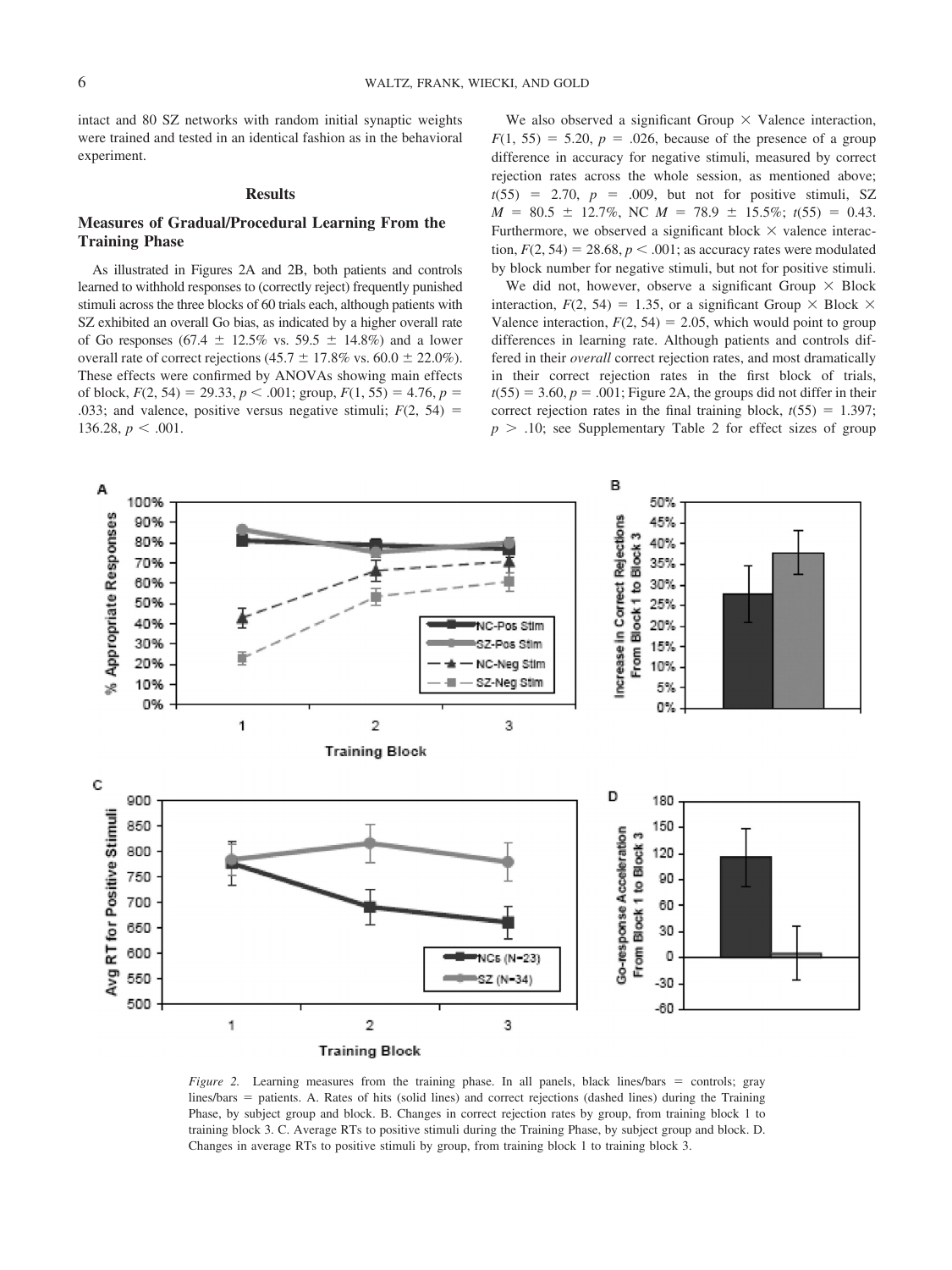intact and 80 SZ networks with random initial synaptic weights were trained and tested in an identical fashion as in the behavioral experiment.

## Results

### Measures of Gradual/Procedural Learning From the Training Phase

As illustrated in Figures 2A and 2B, both patients and controls learned to withhold responses to (correctly reject) frequently punished stimuli across the three blocks of 60 trials each, although patients with SZ exhibited an overall Go bias, as indicated by a higher overall rate of Go responses (67.4 ± 12.5% vs. 59.5 ± 14.8%) and a lower overall rate of correct rejections (45.7 ± 17.8% vs. 60.0 ± 22.0%). These effects were confirmed by ANOVAs showing main effects of block, $F(2, 54) = 29.33$, $p < .001$; group, $F(1, 55) = 4.76$, $p = .033$; and valence, positive versus negative stimuli; $F(2, 54) = 136.28$, $p < .001$.

We also observed a significant Group × Valence interaction, $F(1, 55) = 5.20$, $p = .026$, because of the presence of a group difference in accuracy for negative stimuli, measured by correct rejection rates across the whole session, as mentioned above; $t(55) = 2.70$, $p = .009$, but not for positive stimuli, SZ $M = 80.5 \pm 12.7\%$, NC $M = 78.9 \pm 15.5\%$; $t(55) = 0.43$. Furthermore, we observed a significant block × valence interaction, $F(2, 54) = 28.68$, $p < .001$; as accuracy rates were modulated by block number for negative stimuli, but not for positive stimuli.

We did not, however, observe a significant Group × Block interaction, $F(2, 54) = 1.35$, or a significant Group × Block × Valence interaction, $F(2, 54) = 2.05$, which would point to group differences in learning rate. Although patients and controls differed in their *overall* correct rejection rates, and most dramatically in their correct rejection rates in the first block of trials, $t(55) = 3.60$, $p = .001$; Figure 2A, the groups did not differ in their correct rejection rates in the final training block, $t(55) = 1.397$; $p > .10$; see Supplementary Table 2 for effect sizes of group

*Figure 2.* Learning measures from the training phase. In all panels, black lines/bars = controls; gray lines/bars = patients. A. Rates of hits (solid lines) and correct rejections (dashed lines) during the Training Phase, by subject group and block. B. Changes in correct rejection rates by group, from training block 1 to training block 3. C. Average RTs to positive stimuli during the Training Phase, by subject group and block. D. Changes in average RTs to positive stimuli by group, from training block 1 to training block 3.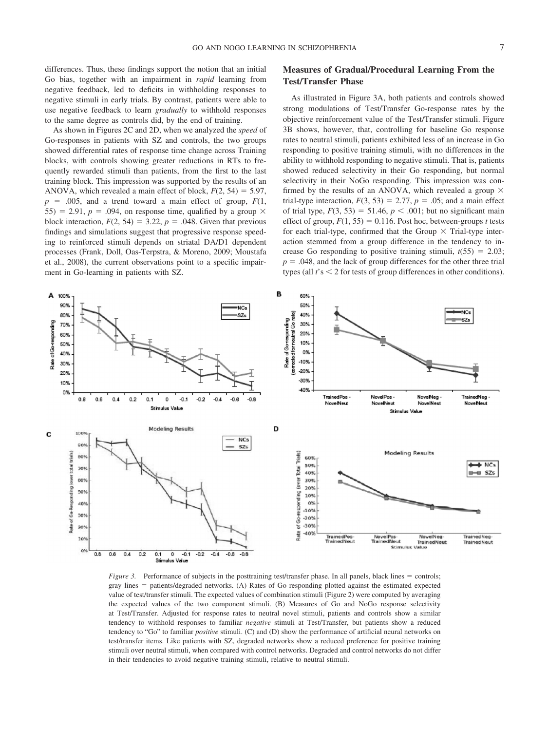differences. Thus, these findings support the notion that an initial Go bias, together with an impairment in *rapid* learning from negative feedback, led to deficits in withholding responses to negative stimuli in early trials. By contrast, patients were able to use negative feedback to learn *gradually* to withhold responses to the same degree as controls did, by the end of training.

As shown in Figures 2C and 2D, when we analyzed the *speed* of Go-responses in patients with SZ and controls, the two groups showed differential rates of response time change across Training blocks, with controls showing greater reductions in RTs to frequently rewarded stimuli than patients, from the first to the last training block. This impression was supported by the results of an ANOVA, which revealed a main effect of block, $F(2, 54) = 5.97$, $p = .005$, and a trend toward a main effect of group, $F(1, 55) = 2.91$, $p = .094$, on response time, qualified by a group × block interaction, $F(2, 54) = 3.22$, $p = .048$. Given that previous findings and simulations suggest that progressive response speeding to reinforced stimuli depends on striatal DA/D1 dependent processes (Frank, Doll, Oas-Terpstra, & Moreno, 2009; Moustafa et al., 2008), the current observations point to a specific impairment in Go-learning in patients with SZ.

## Measures of Gradual/Procedural Learning From the Test/Transfer Phase

As illustrated in Figure 3A, both patients and controls showed strong modulations of Test/Transfer Go-response rates by the objective reinforcement value of the Test/Transfer stimuli. Figure 3B shows, however, that, controlling for baseline Go response rates to neutral stimuli, patients exhibited less of an increase in Go responding to positive training stimuli, with no differences in the ability to withhold responding to negative stimuli. That is, patients showed reduced selectivity in their Go responding, but normal selectivity in their NoGo responding. This impression was confirmed by the results of an ANOVA, which revealed a group × trial-type interaction, $F(3, 53) = 2.77$, $p = .05$; and a main effect of trial type, $F(3, 53) = 51.46$, $p < .001$; but no significant main effect of group, $F(1, 55) = 0.116$. Post hoc, between-groups $t$ tests for each trial-type, confirmed that the Group × Trial-type interaction stemmed from a group difference in the tendency to increase Go responding to positive training stimuli, $t(55) = 2.03$; $p = .048$, and the lack of group differences for the other three trial types (all $t$'s < 2 for tests of group differences in other conditions).

*Figure 3.* Performance of subjects in the posttraining test/transfer phase. In all panels, black lines = controls; gray lines = patients/degraded networks. (A) Rates of Go responding plotted against the estimated expected value of test/transfer stimuli. The expected values of combination stimuli (Figure 2) were computed by averaging the expected values of the two component stimuli. (B) Measures of Go and NoGo response selectivity at Test/Transfer. Adjusted for response rates to neutral novel stimuli, patients and controls show a similar tendency to withhold responses to familiar *negative* stimuli at Test/Transfer, but patients show a reduced tendency to "Go" to familiar *positive* stimuli. (C) and (D) show the performance of artificial neural networks on test/transfer items. Like patients with SZ, degraded networks show a reduced preference for positive training stimuli over neutral stimuli, when compared with control networks. Degraded and control networks do not differ in their tendencies to avoid negative training stimuli, relative to neutral stimuli.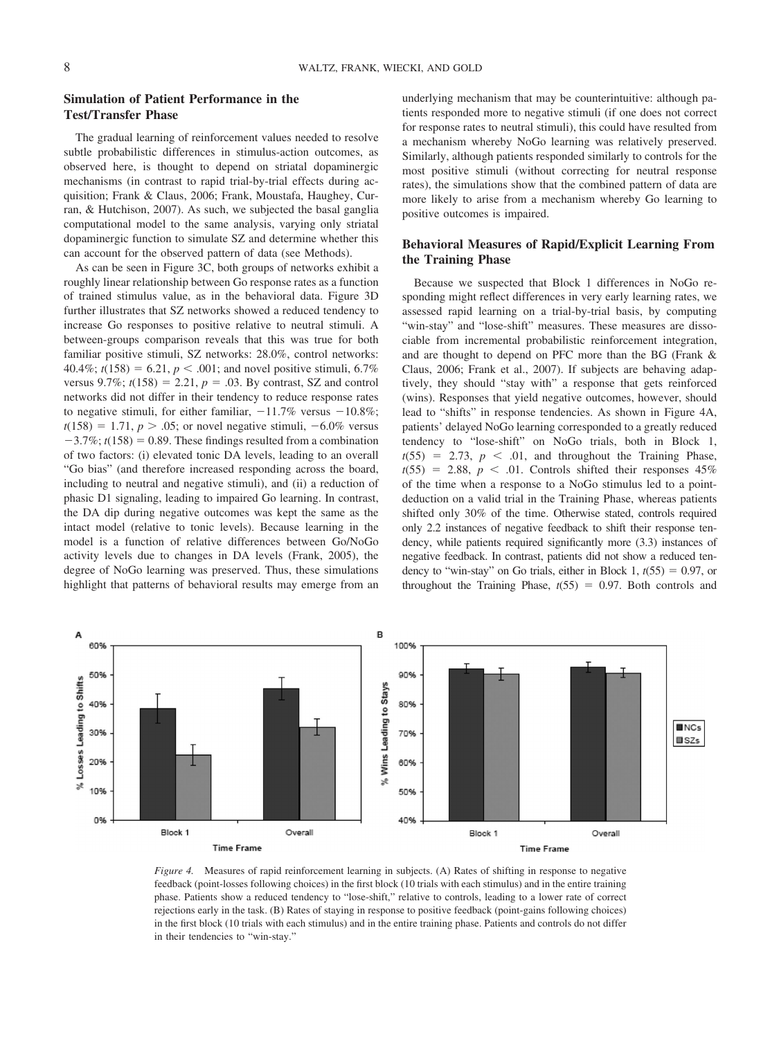## Simulation of Patient Performance in the Test/Transfer Phase

The gradual learning of reinforcement values needed to resolve subtle probabilistic differences in stimulus-action outcomes, as observed here, is thought to depend on striatal dopaminergic mechanisms (in contrast to rapid trial-by-trial effects during acquisition; Frank & Claus, 2006; Frank, Moustafa, Haughey, Curran, & Hutchison, 2007). As such, we subjected the basal ganglia computational model to the same analysis, varying only striatal dopaminergic function to simulate SZ and determine whether this can account for the observed pattern of data (see Methods).

As can be seen in Figure 3C, both groups of networks exhibit a roughly linear relationship between Go response rates as a function of trained stimulus value, as in the behavioral data. Figure 3D further illustrates that SZ networks showed a reduced tendency to increase Go responses to positive relative to neutral stimuli. A between-groups comparison reveals that this was true for both familiar positive stimuli, SZ networks: 28.0%, control networks: 40.4%; $t(158) = 6.21$, $p < .001$; and novel positive stimuli, 6.7% versus 9.7%; $t(158) = 2.21$, $p = .03$. By contrast, SZ and control networks did not differ in their tendency to reduce response rates to negative stimuli, for either familiar, −11.7% versus −10.8%; $t(158) = 1.71$, $p > .05$; or novel negative stimuli, −6.0% versus −3.7%; $t(158) = 0.89$. These findings resulted from a combination of two factors: (i) elevated tonic DA levels, leading to an overall "Go bias" (and therefore increased responding across the board, including to neutral and negative stimuli), and (ii) a reduction of phasic D1 signaling, leading to impaired Go learning. In contrast, the DA dip during negative outcomes was kept the same as the intact model (relative to tonic levels). Because learning in the model is a function of relative differences between Go/NoGo activity levels due to changes in DA levels (Frank, 2005), the degree of NoGo learning was preserved. Thus, these simulations highlight that patterns of behavioral results may emerge from an underlying mechanism that may be counterintuitive: although patients responded more to negative stimuli (if one does not correct for response rates to neutral stimuli), this could have resulted from a mechanism whereby NoGo learning was relatively preserved. Similarly, although patients responded similarly to controls for the most positive stimuli (without correcting for neutral response rates), the simulations show that the combined pattern of data are more likely to arise from a mechanism whereby Go learning to positive outcomes is impaired.

## Behavioral Measures of Rapid/Explicit Learning From the Training Phase

Because we suspected that Block 1 differences in NoGo responding might reflect differences in very early learning rates, we assessed rapid learning on a trial-by-trial basis, by computing "win-stay" and "lose-shift" measures. These measures are dissociable from incremental probabilistic reinforcement integration, and are thought to depend on PFC more than the BG (Frank & Claus, 2006; Frank et al., 2007). If subjects are behaving adaptively, they should "stay with" a response that gets reinforced (wins). Responses that yield negative outcomes, however, should lead to "shifts" in response tendencies. As shown in Figure 4A, patients' delayed NoGo learning corresponded to a greatly reduced tendency to "lose-shift" on NoGo trials, both in Block 1, $t(55) = 2.73$, $p < .01$, and throughout the Training Phase, $t(55) = 2.88$, $p < .01$. Controls shifted their responses 45% of the time when a response to a NoGo stimulus led to a point-deduction on a valid trial in the Training Phase, whereas patients shifted only 30% of the time. Otherwise stated, controls required only 2.2 instances of negative feedback to shift their response tendency, while patients required significantly more (3.3) instances of negative feedback. In contrast, patients did not show a reduced tendency to "win-stay" on Go trials, either in Block 1, $t(55) = 0.97$, or throughout the Training Phase, $t(55) = 0.97$. Both controls and

*Figure 4.* Measures of rapid reinforcement learning in subjects. (A) Rates of shifting in response to negative feedback (point-losses following choices) in the first block (10 trials with each stimulus) and in the entire training phase. Patients show a reduced tendency to "lose-shift," relative to controls, leading to a lower rate of correct rejections early in the task. (B) Rates of staying in response to positive feedback (point-gains following choices) in the first block (10 trials with each stimulus) and in the entire training phase. Patients and controls do not differ in their tendencies to "win-stay."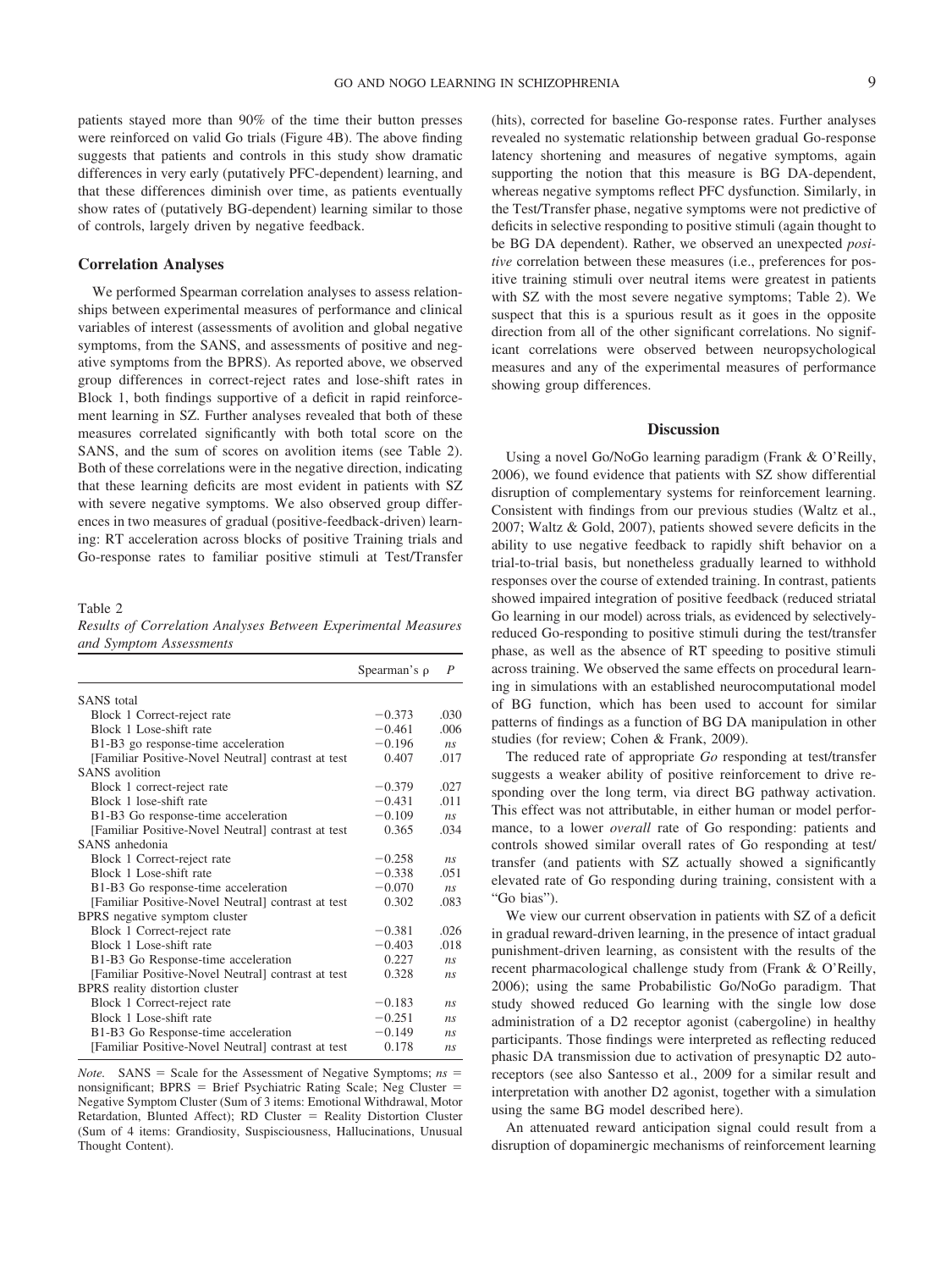patients stayed more than 90% of the time their button presses were reinforced on valid Go trials (Figure 4B). The above finding suggests that patients and controls in this study show dramatic differences in very early (putatively PFC-dependent) learning, and that these differences diminish over time, as patients eventually show rates of (putatively BG-dependent) learning similar to those of controls, largely driven by negative feedback.

### Correlation Analyses

We performed Spearman correlation analyses to assess relationships between experimental measures of performance and clinical variables of interest (assessments of avolition and global negative symptoms, from the SANS, and assessments of positive and negative symptoms from the BPRS). As reported above, we observed group differences in correct-reject rates and lose-shift rates in Block 1, both findings supportive of a deficit in rapid reinforcement learning in SZ. Further analyses revealed that both of these measures correlated significantly with both total score on the SANS, and the sum of scores on avolition items (see Table 2). Both of these correlations were in the negative direction, indicating that these learning deficits are most evident in patients with SZ with severe negative symptoms. We also observed group differences in two measures of gradual (positive-feedback-driven) learning: RT acceleration across blocks of positive Training trials and Go-response rates to familiar positive stimuli at Test/Transfer (hits), corrected for baseline Go-response rates. Further analyses revealed no systematic relationship between gradual Go-response latency shortening and measures of negative symptoms, again supporting the notion that this measure is BG DA-dependent, whereas negative symptoms reflect PFC dysfunction. Similarly, in the Test/Transfer phase, negative symptoms were not predictive of deficits in selective responding to positive stimuli (again thought to be BG DA dependent). Rather, we observed an unexpected *positive* correlation between these measures (i.e., preferences for positive training stimuli over neutral items were greatest in patients with SZ with the most severe negative symptoms; Table 2). We suspect that this is a spurious result as it goes in the opposite direction from all of the other significant correlations. No significant correlations were observed between neuropsychological measures and any of the experimental measures of performance showing group differences.

Table 2
*Results of Correlation Analyses Between Experimental Measures and Symptom Assessments*

| | Spearman's ρ | *P* |
|---|---|---|
| SANS total | | |
| Block 1 Correct-reject rate | −0.373 | .030 |
| Block 1 Lose-shift rate | −0.461 | .006 |
| B1-B3 go response-time acceleration | −0.196 | *ns* |
| [Familiar Positive-Novel Neutral] contrast at test | 0.407 | .017 |
| SANS avolition | | |
| Block 1 correct-reject rate | −0.379 | .027 |
| Block 1 lose-shift rate | −0.431 | .011 |
| B1-B3 Go response-time acceleration | −0.109 | *ns* |
| [Familiar Positive-Novel Neutral] contrast at test | 0.365 | .034 |
| SANS anhedonia | | |
| Block 1 Correct-reject rate | −0.258 | *ns* |
| Block 1 Lose-shift rate | −0.338 | .051 |
| B1-B3 Go response-time acceleration | −0.070 | *ns* |
| [Familiar Positive-Novel Neutral] contrast at test | 0.302 | .083 |
| BPRS negative symptom cluster | | |
| Block 1 Correct-reject rate | −0.381 | .026 |
| Block 1 Lose-shift rate | −0.403 | .018 |
| B1-B3 Go Response-time acceleration | 0.227 | *ns* |
| [Familiar Positive-Novel Neutral] contrast at test | 0.328 | *ns* |
| BPRS reality distortion cluster | | |
| Block 1 Correct-reject rate | −0.183 | *ns* |
| Block 1 Lose-shift rate | −0.251 | *ns* |
| B1-B3 Go Response-time acceleration | −0.149 | *ns* |
| [Familiar Positive-Novel Neutral] contrast at test | 0.178 | *ns* |

*Note.* SANS = Scale for the Assessment of Negative Symptoms; *ns* = nonsignificant; BPRS = Brief Psychiatric Rating Scale; Neg Cluster = Negative Symptom Cluster (Sum of 3 items: Emotional Withdrawal, Motor Retardation, Blunted Affect); RD Cluster = Reality Distortion Cluster (Sum of 4 items: Grandiosity, Suspisciousness, Hallucinations, Unusual Thought Content).

## Discussion

Using a novel Go/NoGo learning paradigm (Frank & O'Reilly, 2006), we found evidence that patients with SZ show differential disruption of complementary systems for reinforcement learning. Consistent with findings from our previous studies (Waltz et al., 2007; Waltz & Gold, 2007), patients showed severe deficits in the ability to use negative feedback to rapidly shift behavior on a trial-to-trial basis, but nonetheless gradually learned to withhold responses over the course of extended training. In contrast, patients showed impaired integration of positive feedback (reduced striatal Go learning in our model) across trials, as evidenced by selectively-reduced Go-responding to positive stimuli during the test/transfer phase, as well as the absence of RT speeding to positive stimuli across training. We observed the same effects on procedural learning in simulations with an established neurocomputational model of BG function, which has been used to account for similar patterns of findings as a function of BG DA manipulation in other studies (for review; Cohen & Frank, 2009).

The reduced rate of appropriate *Go* responding at test/transfer suggests a weaker ability of positive reinforcement to drive responding over the long term, via direct BG pathway activation. This effect was not attributable, in either human or model performance, to a lower *overall* rate of Go responding: patients and controls showed similar overall rates of Go responding at test/transfer (and patients with SZ actually showed a significantly elevated rate of Go responding during training, consistent with a "Go bias").

We view our current observation in patients with SZ of a deficit in gradual reward-driven learning, in the presence of intact gradual punishment-driven learning, as consistent with the results of the recent pharmacological challenge study from (Frank & O'Reilly, 2006); using the same Probabilistic Go/NoGo paradigm. That study showed reduced Go learning with the single low dose administration of a D2 receptor agonist (cabergoline) in healthy participants. Those findings were interpreted as reflecting reduced phasic DA transmission due to activation of presynaptic D2 autoreceptors (see also Santesso et al., 2009 for a similar result and interpretation with another D2 agonist, together with a simulation using the same BG model described here).

An attenuated reward anticipation signal could result from a disruption of dopaminergic mechanisms of reinforcement learning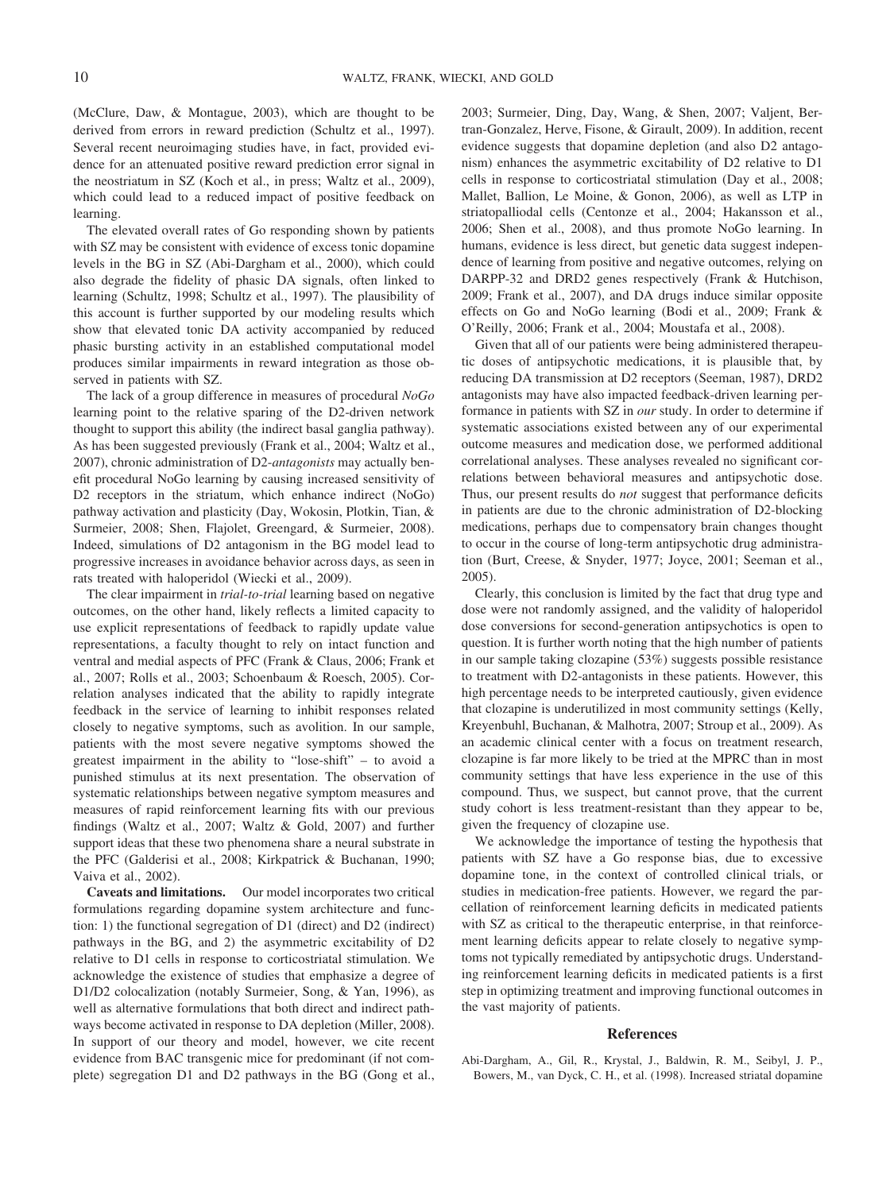(McClure, Daw, & Montague, 2003), which are thought to be derived from errors in reward prediction (Schultz et al., 1997). Several recent neuroimaging studies have, in fact, provided evidence for an attenuated positive reward prediction error signal in the neostriatum in SZ (Koch et al., in press; Waltz et al., 2009), which could lead to a reduced impact of positive feedback on learning.

The elevated overall rates of Go responding shown by patients with SZ may be consistent with evidence of excess tonic dopamine levels in the BG in SZ (Abi-Dargham et al., 2000), which could also degrade the fidelity of phasic DA signals, often linked to learning (Schultz, 1998; Schultz et al., 1997). The plausibility of this account is further supported by our modeling results which show that elevated tonic DA activity accompanied by reduced phasic bursting activity in an established computational model produces similar impairments in reward integration as those observed in patients with SZ.

The lack of a group difference in measures of procedural *NoGo* learning point to the relative sparing of the D2-driven network thought to support this ability (the indirect basal ganglia pathway). As has been suggested previously (Frank et al., 2004; Waltz et al., 2007), chronic administration of D2-*antagonists* may actually benefit procedural NoGo learning by causing increased sensitivity of D2 receptors in the striatum, which enhance indirect (NoGo) pathway activation and plasticity (Day, Wokosin, Plotkin, Tian, & Surmeier, 2008; Shen, Flajolet, Greengard, & Surmeier, 2008). Indeed, simulations of D2 antagonism in the BG model lead to progressive increases in avoidance behavior across days, as seen in rats treated with haloperidol (Wiecki et al., 2009).

The clear impairment in *trial-to-trial* learning based on negative outcomes, on the other hand, likely reflects a limited capacity to use explicit representations of feedback to rapidly update value representations, a faculty thought to rely on intact function and ventral and medial aspects of PFC (Frank & Claus, 2006; Frank et al., 2007; Rolls et al., 2003; Schoenbaum & Roesch, 2005). Correlation analyses indicated that the ability to rapidly integrate feedback in the service of learning to inhibit responses related closely to negative symptoms, such as avolition. In our sample, patients with the most severe negative symptoms showed the greatest impairment in the ability to "lose-shift" – to avoid a punished stimulus at its next presentation. The observation of systematic relationships between negative symptom measures and measures of rapid reinforcement learning fits with our previous findings (Waltz et al., 2007; Waltz & Gold, 2007) and further support ideas that these two phenomena share a neural substrate in the PFC (Galderisi et al., 2008; Kirkpatrick & Buchanan, 1990; Vaiva et al., 2002).

**Caveats and limitations.** Our model incorporates two critical formulations regarding dopamine system architecture and function: 1) the functional segregation of D1 (direct) and D2 (indirect) pathways in the BG, and 2) the asymmetric excitability of D2 relative to D1 cells in response to corticostriatal stimulation. We acknowledge the existence of studies that emphasize a degree of D1/D2 colocalization (notably Surmeier, Song, & Yan, 1996), as well as alternative formulations that both direct and indirect pathways become activated in response to DA depletion (Miller, 2008). In support of our theory and model, however, we cite recent evidence from BAC transgenic mice for predominant (if not complete) segregation D1 and D2 pathways in the BG (Gong et al., 2003; Surmeier, Ding, Day, Wang, & Shen, 2007; Valjent, Bertran-Gonzalez, Herve, Fisone, & Girault, 2009). In addition, recent evidence suggests that dopamine depletion (and also D2 antagonism) enhances the asymmetric excitability of D2 relative to D1 cells in response to corticostriatal stimulation (Day et al., 2008; Mallet, Ballion, Le Moine, & Gonon, 2006), as well as LTP in striatopalliodal cells (Centonze et al., 2004; Hakansson et al., 2006; Shen et al., 2008), and thus promote NoGo learning. In humans, evidence is less direct, but genetic data suggest independence of learning from positive and negative outcomes, relying on DARPP-32 and DRD2 genes respectively (Frank & Hutchison, 2009; Frank et al., 2007), and DA drugs induce similar opposite effects on Go and NoGo learning (Bodi et al., 2009; Frank & O'Reilly, 2006; Frank et al., 2004; Moustafa et al., 2008).

Given that all of our patients were being administered therapeutic doses of antipsychotic medications, it is plausible that, by reducing DA transmission at D2 receptors (Seeman, 1987), DRD2 antagonists may have also impacted feedback-driven learning performance in patients with SZ in *our* study. In order to determine if systematic associations existed between any of our experimental outcome measures and medication dose, we performed additional correlational analyses. These analyses revealed no significant correlations between behavioral measures and antipsychotic dose. Thus, our present results do *not* suggest that performance deficits in patients are due to the chronic administration of D2-blocking medications, perhaps due to compensatory brain changes thought to occur in the course of long-term antipsychotic drug administration (Burt, Creese, & Snyder, 1977; Joyce, 2001; Seeman et al., 2005).

Clearly, this conclusion is limited by the fact that drug type and dose were not randomly assigned, and the validity of haloperidol dose conversions for second-generation antipsychotics is open to question. It is further worth noting that the high number of patients in our sample taking clozapine (53%) suggests possible resistance to treatment with D2-antagonists in these patients. However, this high percentage needs to be interpreted cautiously, given evidence that clozapine is underutilized in most community settings (Kelly, Kreyenbuhl, Buchanan, & Malhotra, 2007; Stroup et al., 2009). As an academic clinical center with a focus on treatment research, clozapine is far more likely to be tried at the MPRC than in most community settings that have less experience in the use of this compound. Thus, we suspect, but cannot prove, that the current study cohort is less treatment-resistant than they appear to be, given the frequency of clozapine use.

We acknowledge the importance of testing the hypothesis that patients with SZ have a Go response bias, due to excessive dopamine tone, in the context of controlled clinical trials, or studies in medication-free patients. However, we regard the parcellation of reinforcement learning deficits in medicated patients with SZ as critical to the therapeutic enterprise, in that reinforcement learning deficits appear to relate closely to negative symptoms not typically remediated by antipsychotic drugs. Understanding reinforcement learning deficits in medicated patients is a first step in optimizing treatment and improving functional outcomes in the vast majority of patients.

## References

Abi-Dargham, A., Gil, R., Krystal, J., Baldwin, R. M., Seibyl, J. P., Bowers, M., van Dyck, C. H., et al. (1998). Increased striatal dopamine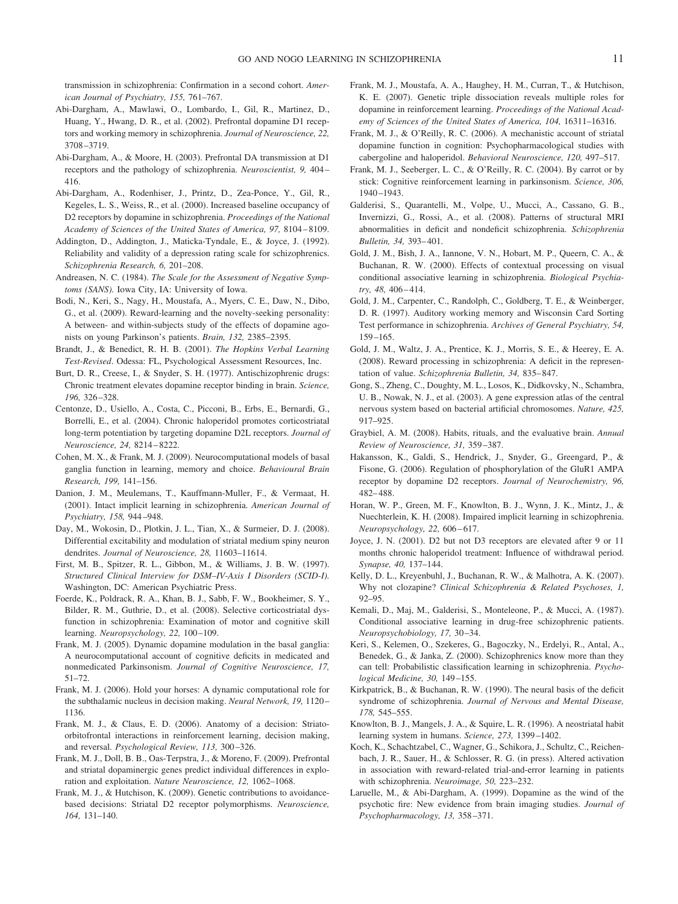transmission in schizophrenia: Confirmation in a second cohort. *American Journal of Psychiatry, 155,* 761–767.

Abi-Dargham, A., Mawlawi, O., Lombardo, I., Gil, R., Martinez, D., Huang, Y., Hwang, D. R., et al. (2002). Prefrontal dopamine D1 receptors and working memory in schizophrenia. *Journal of Neuroscience, 22,* 3708–3719.

Abi-Dargham, A., & Moore, H. (2003). Prefrontal DA transmission at D1 receptors and the pathology of schizophrenia. *Neuroscientist, 9,* 404–416.

Abi-Dargham, A., Rodenhiser, J., Printz, D., Zea-Ponce, Y., Gil, R., Kegeles, L. S., Weiss, R., et al. (2000). Increased baseline occupancy of D2 receptors by dopamine in schizophrenia. *Proceedings of the National Academy of Sciences of the United States of America, 97,* 8104–8109.

Addington, D., Addington, J., Maticka-Tyndale, E., & Joyce, J. (1992). Reliability and validity of a depression rating scale for schizophrenics. *Schizophrenia Research, 6,* 201–208.

Andreasen, N. C. (1984). *The Scale for the Assessment of Negative Symptoms (SANS).* Iowa City, IA: University of Iowa.

Bodi, N., Keri, S., Nagy, H., Moustafa, A., Myers, C. E., Daw, N., Dibo, G., et al. (2009). Reward-learning and the novelty-seeking personality: A between- and within-subjects study of the effects of dopamine agonists on young Parkinson's patients. *Brain, 132,* 2385–2395.

Brandt, J., & Benedict, R. H. B. (2001). *The Hopkins Verbal Learning Test-Revised*. Odessa: FL, Psychological Assessment Resources, Inc.

Burt, D. R., Creese, I., & Snyder, S. H. (1977). Antischizophrenic drugs: Chronic treatment elevates dopamine receptor binding in brain. *Science, 196,* 326–328.

Centonze, D., Usiello, A., Costa, C., Picconi, B., Erbs, E., Bernardi, G., Borrelli, E., et al. (2004). Chronic haloperidol promotes corticostriatal long-term potentiation by targeting dopamine D2L receptors. *Journal of Neuroscience, 24,* 8214–8222.

Cohen, M. X., & Frank, M. J. (2009). Neurocomputational models of basal ganglia function in learning, memory and choice. *Behavioural Brain Research, 199,* 141–156.

Danion, J. M., Meulemans, T., Kauffmann-Muller, F., & Vermaat, H. (2001). Intact implicit learning in schizophrenia. *American Journal of Psychiatry, 158,* 944–948.

Day, M., Wokosin, D., Plotkin, J. L., Tian, X., & Surmeier, D. J. (2008). Differential excitability and modulation of striatal medium spiny neuron dendrites. *Journal of Neuroscience, 28,* 11603–11614.

First, M. B., Spitzer, R. L., Gibbon, M., & Williams, J. B. W. (1997). *Structured Clinical Interview for DSM–IV-Axis I Disorders (SCID-I).* Washington, DC: American Psychiatric Press.

Foerde, K., Poldrack, R. A., Khan, B. J., Sabb, F. W., Bookheimer, S. Y., Bilder, R. M., Guthrie, D., et al. (2008). Selective corticostriatal dysfunction in schizophrenia: Examination of motor and cognitive skill learning. *Neuropsychology, 22,* 100–109.

Frank, M. J. (2005). Dynamic dopamine modulation in the basal ganglia: A neurocomputational account of cognitive deficits in medicated and nonmedicated Parkinsonism. *Journal of Cognitive Neuroscience, 17,* 51–72.

Frank, M. J. (2006). Hold your horses: A dynamic computational role for the subthalamic nucleus in decision making. *Neural Network, 19,* 1120–1136.

Frank, M. J., & Claus, E. D. (2006). Anatomy of a decision: Striato-orbitofrontal interactions in reinforcement learning, decision making, and reversal. *Psychological Review, 113,* 300–326.

Frank, M. J., Doll, B. B., Oas-Terpstra, J., & Moreno, F. (2009). Prefrontal and striatal dopaminergic genes predict individual differences in exploration and exploitation. *Nature Neuroscience, 12,* 1062–1068.

Frank, M. J., & Hutchison, K. (2009). Genetic contributions to avoidance-based decisions: Striatal D2 receptor polymorphisms. *Neuroscience, 164,* 131–140.

Frank, M. J., Moustafa, A. A., Haughey, H. M., Curran, T., & Hutchison, K. E. (2007). Genetic triple dissociation reveals multiple roles for dopamine in reinforcement learning. *Proceedings of the National Academy of Sciences of the United States of America, 104,* 16311–16316.

Frank, M. J., & O'Reilly, R. C. (2006). A mechanistic account of striatal dopamine function in cognition: Psychopharmacological studies with cabergoline and haloperidol. *Behavioral Neuroscience, 120,* 497–517.

Frank, M. J., Seeberger, L. C., & O'Reilly, R. C. (2004). By carrot or by stick: Cognitive reinforcement learning in parkinsonism. *Science, 306,* 1940–1943.

Galderisi, S., Quarantelli, M., Volpe, U., Mucci, A., Cassano, G. B., Invernizzi, G., Rossi, A., et al. (2008). Patterns of structural MRI abnormalities in deficit and nondeficit schizophrenia. *Schizophrenia Bulletin, 34,* 393–401.

Gold, J. M., Bish, J. A., Iannone, V. N., Hobart, M. P., Queern, C. A., & Buchanan, R. W. (2000). Effects of contextual processing on visual conditional associative learning in schizophrenia. *Biological Psychiatry, 48,* 406–414.

Gold, J. M., Carpenter, C., Randolph, C., Goldberg, T. E., & Weinberger, D. R. (1997). Auditory working memory and Wisconsin Card Sorting Test performance in schizophrenia. *Archives of General Psychiatry, 54,* 159–165.

Gold, J. M., Waltz, J. A., Prentice, K. J., Morris, S. E., & Heerey, E. A. (2008). Reward processing in schizophrenia: A deficit in the representation of value. *Schizophrenia Bulletin, 34,* 835–847.

Gong, S., Zheng, C., Doughty, M. L., Losos, K., Didkovsky, N., Schambra, U. B., Nowak, N. J., et al. (2003). A gene expression atlas of the central nervous system based on bacterial artificial chromosomes. *Nature, 425,* 917–925.

Graybiel, A. M. (2008). Habits, rituals, and the evaluative brain. *Annual Review of Neuroscience, 31,* 359–387.

Hakansson, K., Galdi, S., Hendrick, J., Snyder, G., Greengard, P., & Fisone, G. (2006). Regulation of phosphorylation of the GluR1 AMPA receptor by dopamine D2 receptors. *Journal of Neurochemistry, 96,* 482–488.

Horan, W. P., Green, M. F., Knowlton, B. J., Wynn, J. K., Mintz, J., & Nuechterlein, K. H. (2008). Impaired implicit learning in schizophrenia. *Neuropsychology, 22,* 606–617.

Joyce, J. N. (2001). D2 but not D3 receptors are elevated after 9 or 11 months chronic haloperidol treatment: Influence of withdrawal period. *Synapse, 40,* 137–144.

Kelly, D. L., Kreyenbuhl, J., Buchanan, R. W., & Malhotra, A. K. (2007). Why not clozapine? *Clinical Schizophrenia & Related Psychoses, 1,* 92–95.

Kemali, D., Maj, M., Galderisi, S., Monteleone, P., & Mucci, A. (1987). Conditional associative learning in drug-free schizophrenic patients. *Neuropsychobiology, 17,* 30–34.

Keri, S., Kelemen, O., Szekeres, G., Bagoczky, N., Erdelyi, R., Antal, A., Benedek, G., & Janka, Z. (2000). Schizophrenics know more than they can tell: Probabilistic classification learning in schizophrenia. *Psychological Medicine, 30,* 149–155.

Kirkpatrick, B., & Buchanan, R. W. (1990). The neural basis of the deficit syndrome of schizophrenia. *Journal of Nervous and Mental Disease, 178,* 545–555.

Knowlton, B. J., Mangels, J. A., & Squire, L. R. (1996). A neostriatal habit learning system in humans. *Science, 273,* 1399–1402.

Koch, K., Schachtzabel, C., Wagner, G., Schikora, J., Schultz, C., Reichenbach, J. R., Sauer, H., & Schlosser, R. G. (in press). Altered activation in association with reward-related trial-and-error learning in patients with schizophrenia. *Neuroimage, 50,* 223–232.

Laruelle, M., & Abi-Dargham, A. (1999). Dopamine as the wind of the psychotic fire: New evidence from brain imaging studies. *Journal of Psychopharmacology, 13,* 358–371.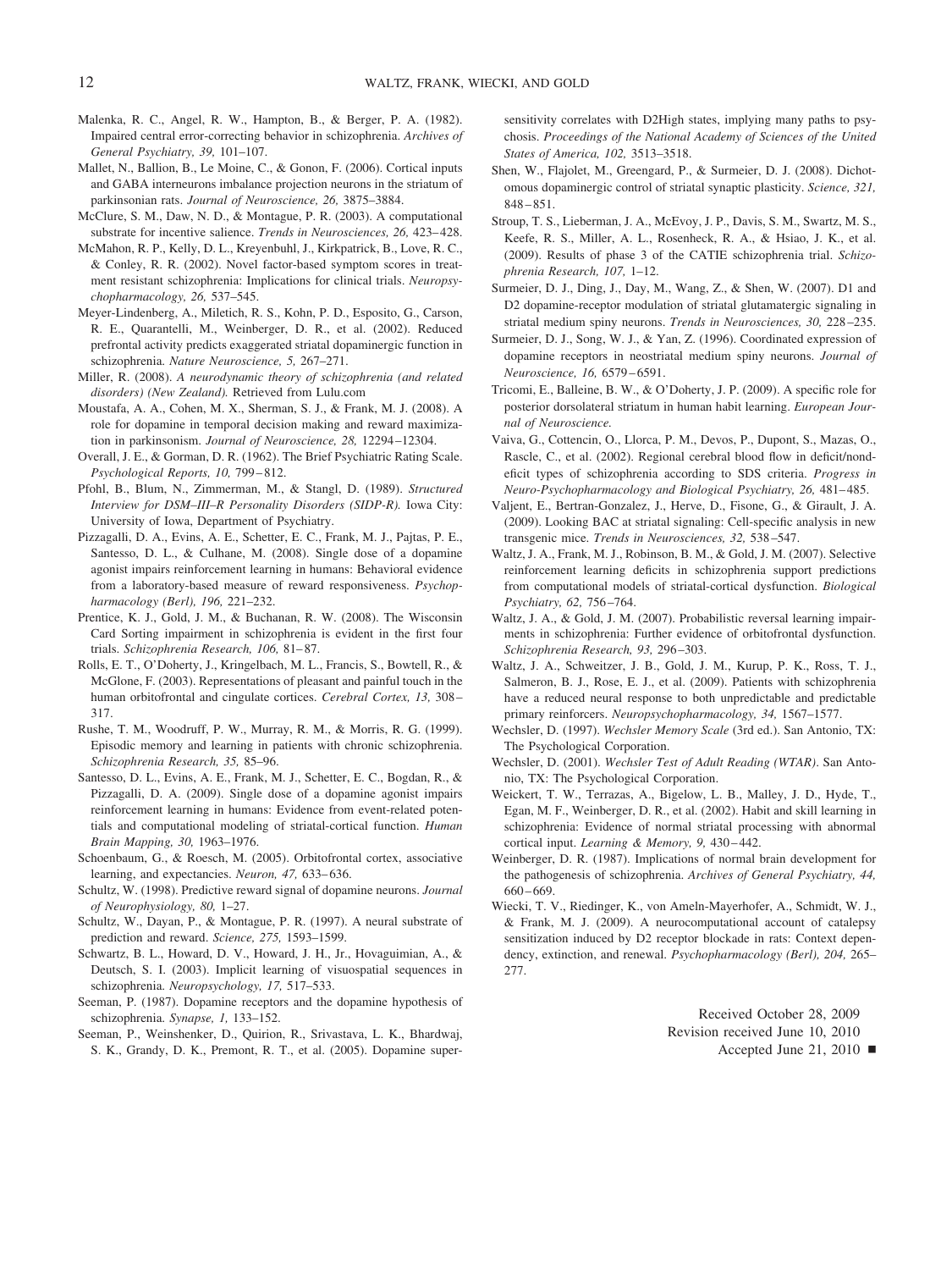Malenka, R. C., Angel, R. W., Hampton, B., & Berger, P. A. (1982). Impaired central error-correcting behavior in schizophrenia. *Archives of General Psychiatry, 39,* 101–107.

Mallet, N., Ballion, B., Le Moine, C., & Gonon, F. (2006). Cortical inputs and GABA interneurons imbalance projection neurons in the striatum of parkinsonian rats. *Journal of Neuroscience, 26,* 3875–3884.

McClure, S. M., Daw, N. D., & Montague, P. R. (2003). A computational substrate for incentive salience. *Trends in Neurosciences, 26,* 423–428.

McMahon, R. P., Kelly, D. L., Kreyenbuhl, J., Kirkpatrick, B., Love, R. C., & Conley, R. R. (2002). Novel factor-based symptom scores in treatment resistant schizophrenia: Implications for clinical trials. *Neuropsychopharmacology, 26,* 537–545.

Meyer-Lindenberg, A., Miletich, R. S., Kohn, P. D., Esposito, G., Carson, R. E., Quarantelli, M., Weinberger, D. R., et al. (2002). Reduced prefrontal activity predicts exaggerated striatal dopaminergic function in schizophrenia. *Nature Neuroscience, 5,* 267–271.

Miller, R. (2008). *A neurodynamic theory of schizophrenia (and related disorders) (New Zealand).* Retrieved from Lulu.com

Moustafa, A. A., Cohen, M. X., Sherman, S. J., & Frank, M. J. (2008). A role for dopamine in temporal decision making and reward maximization in parkinsonism. *Journal of Neuroscience, 28,* 12294–12304.

Overall, J. E., & Gorman, D. R. (1962). The Brief Psychiatric Rating Scale. *Psychological Reports, 10,* 799–812.

Pfohl, B., Blum, N., Zimmerman, M., & Stangl, D. (1989). *Structured Interview for DSM–III–R Personality Disorders (SIDP-R).* Iowa City: University of Iowa, Department of Psychiatry.

Pizzagalli, D. A., Evins, A. E., Schetter, E. C., Frank, M. J., Pajtas, P. E., Santesso, D. L., & Culhane, M. (2008). Single dose of a dopamine agonist impairs reinforcement learning in humans: Behavioral evidence from a laboratory-based measure of reward responsiveness. *Psychopharmacology (Berl), 196,* 221–232.

Prentice, K. J., Gold, J. M., & Buchanan, R. W. (2008). The Wisconsin Card Sorting impairment in schizophrenia is evident in the first four trials. *Schizophrenia Research, 106,* 81–87.

Rolls, E. T., O'Doherty, J., Kringelbach, M. L., Francis, S., Bowtell, R., & McGlone, F. (2003). Representations of pleasant and painful touch in the human orbitofrontal and cingulate cortices. *Cerebral Cortex, 13,* 308–317.

Rushe, T. M., Woodruff, P. W., Murray, R. M., & Morris, R. G. (1999). Episodic memory and learning in patients with chronic schizophrenia. *Schizophrenia Research, 35,* 85–96.

Santesso, D. L., Evins, A. E., Frank, M. J., Schetter, E. C., Bogdan, R., & Pizzagalli, D. A. (2009). Single dose of a dopamine agonist impairs reinforcement learning in humans: Evidence from event-related potentials and computational modeling of striatal-cortical function. *Human Brain Mapping, 30,* 1963–1976.

Schoenbaum, G., & Roesch, M. (2005). Orbitofrontal cortex, associative learning, and expectancies. *Neuron, 47,* 633–636.

Schultz, W. (1998). Predictive reward signal of dopamine neurons. *Journal of Neurophysiology, 80,* 1–27.

Schultz, W., Dayan, P., & Montague, P. R. (1997). A neural substrate of prediction and reward. *Science, 275,* 1593–1599.

Schwartz, B. L., Howard, D. V., Howard, J. H., Jr., Hovaguimian, A., & Deutsch, S. I. (2003). Implicit learning of visuospatial sequences in schizophrenia. *Neuropsychology, 17,* 517–533.

Seeman, P. (1987). Dopamine receptors and the dopamine hypothesis of schizophrenia. *Synapse, 1,* 133–152.

Seeman, P., Weinshenker, D., Quirion, R., Srivastava, L. K., Bhardwaj, S. K., Grandy, D. K., Premont, R. T., et al. (2005). Dopamine supersensitivity correlates with D2High states, implying many paths to psychosis. *Proceedings of the National Academy of Sciences of the United States of America, 102,* 3513–3518.

Shen, W., Flajolet, M., Greengard, P., & Surmeier, D. J. (2008). Dichotomous dopaminergic control of striatal synaptic plasticity. *Science, 321,* 848–851.

Stroup, T. S., Lieberman, J. A., McEvoy, J. P., Davis, S. M., Swartz, M. S., Keefe, R. S., Miller, A. L., Rosenheck, R. A., & Hsiao, J. K., et al. (2009). Results of phase 3 of the CATIE schizophrenia trial. *Schizophrenia Research, 107,* 1–12.

Surmeier, D. J., Ding, J., Day, M., Wang, Z., & Shen, W. (2007). D1 and D2 dopamine-receptor modulation of striatal glutamatergic signaling in striatal medium spiny neurons. *Trends in Neurosciences, 30,* 228–235.

Surmeier, D. J., Song, W. J., & Yan, Z. (1996). Coordinated expression of dopamine receptors in neostriatal medium spiny neurons. *Journal of Neuroscience, 16,* 6579–6591.

Tricomi, E., Balleine, B. W., & O'Doherty, J. P. (2009). A specific role for posterior dorsolateral striatum in human habit learning. *European Journal of Neuroscience.*

Vaiva, G., Cottencin, O., Llorca, P. M., Devos, P., Dupont, S., Mazas, O., Rascle, C., et al. (2002). Regional cerebral blood flow in deficit/nondeficit types of schizophrenia according to SDS criteria. *Progress in Neuro-Psychopharmacology and Biological Psychiatry, 26,* 481–485.

Valjent, E., Bertran-Gonzalez, J., Herve, D., Fisone, G., & Girault, J. A. (2009). Looking BAC at striatal signaling: Cell-specific analysis in new transgenic mice. *Trends in Neurosciences, 32,* 538–547.

Waltz, J. A., Frank, M. J., Robinson, B. M., & Gold, J. M. (2007). Selective reinforcement learning deficits in schizophrenia support predictions from computational models of striatal-cortical dysfunction. *Biological Psychiatry, 62,* 756–764.

Waltz, J. A., & Gold, J. M. (2007). Probabilistic reversal learning impairments in schizophrenia: Further evidence of orbitofrontal dysfunction. *Schizophrenia Research, 93,* 296–303.

Waltz, J. A., Schweitzer, J. B., Gold, J. M., Kurup, P. K., Ross, T. J., Salmeron, B. J., Rose, E. J., et al. (2009). Patients with schizophrenia have a reduced neural response to both unpredictable and predictable primary reinforcers. *Neuropsychopharmacology, 34,* 1567–1577.

Wechsler, D. (1997). *Wechsler Memory Scale* (3rd ed.). San Antonio, TX: The Psychological Corporation.

Wechsler, D. (2001). *Wechsler Test of Adult Reading (WTAR)*. San Antonio, TX: The Psychological Corporation.

Weickert, T. W., Terrazas, A., Bigelow, L. B., Malley, J. D., Hyde, T., Egan, M. F., Weinberger, D. R., et al. (2002). Habit and skill learning in schizophrenia: Evidence of normal striatal processing with abnormal cortical input. *Learning & Memory, 9,* 430–442.

Weinberger, D. R. (1987). Implications of normal brain development for the pathogenesis of schizophrenia. *Archives of General Psychiatry, 44,* 660–669.

Wiecki, T. V., Riedinger, K., von Ameln-Mayerhofer, A., Schmidt, W. J., & Frank, M. J. (2009). A neurocomputational account of catalepsy sensitization induced by D2 receptor blockade in rats: Context dependency, extinction, and renewal. *Psychopharmacology (Berl), 204,* 265–277.

Received October 28, 2009
Revision received June 10, 2010
Accepted June 21, 2010 ■